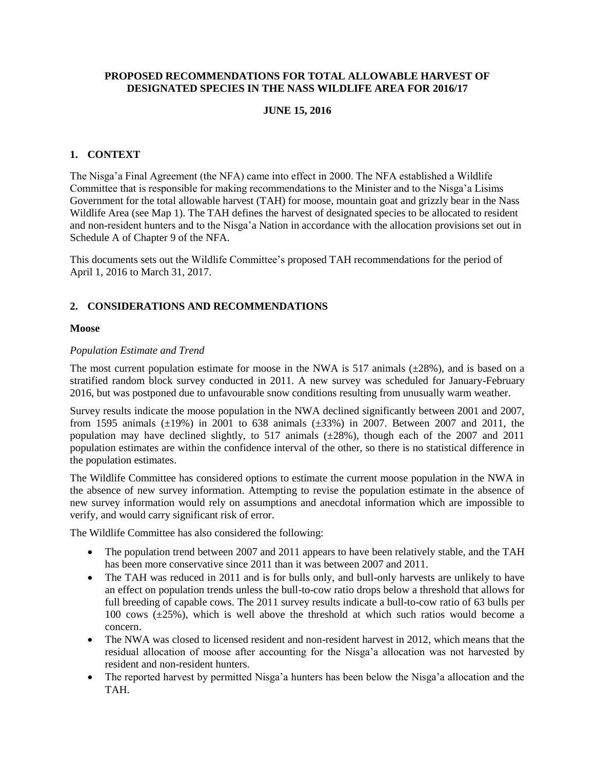**PROPOSED RECOMMENDATIONS FOR TOTAL ALLOWABLE HARVEST OF DESIGNATED SPECIES IN THE NASS WILDLIFE AREA FOR 2016/17**

**JUNE 15, 2016**

## 1. CONTEXT

The Nisga'a Final Agreement (the NFA) came into effect in 2000. The NFA established a Wildlife Committee that is responsible for making recommendations to the Minister and to the Nisga'a Lisims Government for the total allowable harvest (TAH) for moose, mountain goat and grizzly bear in the Nass Wildlife Area (see Map 1). The TAH defines the harvest of designated species to be allocated to resident and non-resident hunters and to the Nisga'a Nation in accordance with the allocation provisions set out in Schedule A of Chapter 9 of the NFA.

This documents sets out the Wildlife Committee's proposed TAH recommendations for the period of April 1, 2016 to March 31, 2017.

## 2. CONSIDERATIONS AND RECOMMENDATIONS

### Moose

*Population Estimate and Trend*

The most current population estimate for moose in the NWA is 517 animals (±28%), and is based on a stratified random block survey conducted in 2011. A new survey was scheduled for January-February 2016, but was postponed due to unfavourable snow conditions resulting from unusually warm weather.

Survey results indicate the moose population in the NWA declined significantly between 2001 and 2007, from 1595 animals (±19%) in 2001 to 638 animals (±33%) in 2007. Between 2007 and 2011, the population may have declined slightly, to 517 animals (±28%), though each of the 2007 and 2011 population estimates are within the confidence interval of the other, so there is no statistical difference in the population estimates.

The Wildlife Committee has considered options to estimate the current moose population in the NWA in the absence of new survey information. Attempting to revise the population estimate in the absence of new survey information would rely on assumptions and anecdotal information which are impossible to verify, and would carry significant risk of error.

The Wildlife Committee has also considered the following:

- The population trend between 2007 and 2011 appears to have been relatively stable, and the TAH has been more conservative since 2011 than it was between 2007 and 2011.
- The TAH was reduced in 2011 and is for bulls only, and bull-only harvests are unlikely to have an effect on population trends unless the bull-to-cow ratio drops below a threshold that allows for full breeding of capable cows. The 2011 survey results indicate a bull-to-cow ratio of 63 bulls per 100 cows (±25%), which is well above the threshold at which such ratios would become a concern.
- The NWA was closed to licensed resident and non-resident harvest in 2012, which means that the residual allocation of moose after accounting for the Nisga'a allocation was not harvested by resident and non-resident hunters.
- The reported harvest by permitted Nisga'a hunters has been below the Nisga'a allocation and the TAH.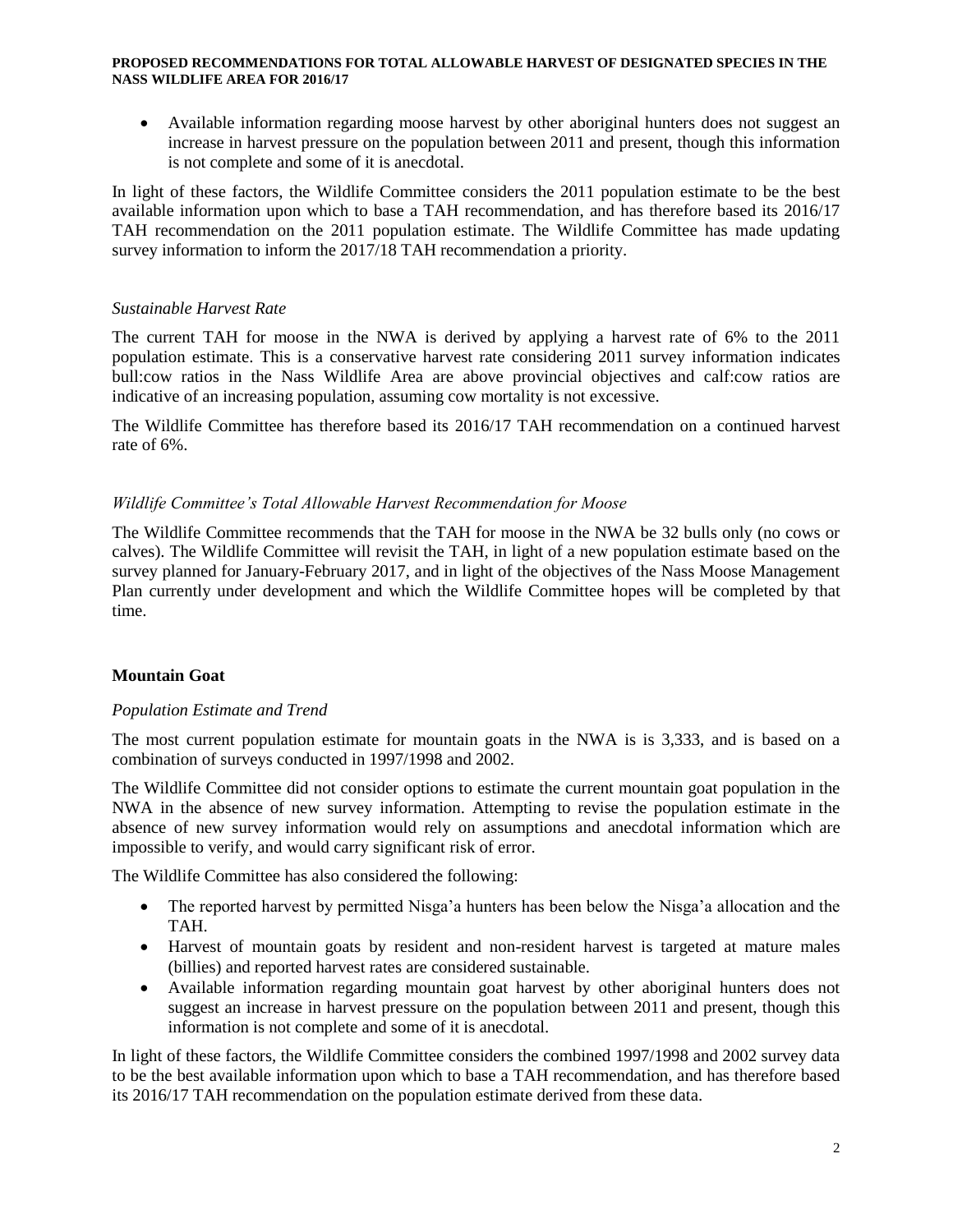- Available information regarding moose harvest by other aboriginal hunters does not suggest an increase in harvest pressure on the population between 2011 and present, though this information is not complete and some of it is anecdotal.

In light of these factors, the Wildlife Committee considers the 2011 population estimate to be the best available information upon which to base a TAH recommendation, and has therefore based its 2016/17 TAH recommendation on the 2011 population estimate. The Wildlife Committee has made updating survey information to inform the 2017/18 TAH recommendation a priority.

### *Sustainable Harvest Rate*

The current TAH for moose in the NWA is derived by applying a harvest rate of 6% to the 2011 population estimate. This is a conservative harvest rate considering 2011 survey information indicates bull:cow ratios in the Nass Wildlife Area are above provincial objectives and calf:cow ratios are indicative of an increasing population, assuming cow mortality is not excessive.

The Wildlife Committee has therefore based its 2016/17 TAH recommendation on a continued harvest rate of 6%.

### *Wildlife Committee's Total Allowable Harvest Recommendation for Moose*

The Wildlife Committee recommends that the TAH for moose in the NWA be 32 bulls only (no cows or calves). The Wildlife Committee will revisit the TAH, in light of a new population estimate based on the survey planned for January-February 2017, and in light of the objectives of the Nass Moose Management Plan currently under development and which the Wildlife Committee hopes will be completed by that time.

## Mountain Goat

### *Population Estimate and Trend*

The most current population estimate for mountain goats in the NWA is is 3,333, and is based on a combination of surveys conducted in 1997/1998 and 2002.

The Wildlife Committee did not consider options to estimate the current mountain goat population in the NWA in the absence of new survey information. Attempting to revise the population estimate in the absence of new survey information would rely on assumptions and anecdotal information which are impossible to verify, and would carry significant risk of error.

The Wildlife Committee has also considered the following:

- The reported harvest by permitted Nisga'a hunters has been below the Nisga'a allocation and the TAH.
- Harvest of mountain goats by resident and non-resident harvest is targeted at mature males (billies) and reported harvest rates are considered sustainable.
- Available information regarding mountain goat harvest by other aboriginal hunters does not suggest an increase in harvest pressure on the population between 2011 and present, though this information is not complete and some of it is anecdotal.

In light of these factors, the Wildlife Committee considers the combined 1997/1998 and 2002 survey data to be the best available information upon which to base a TAH recommendation, and has therefore based its 2016/17 TAH recommendation on the population estimate derived from these data.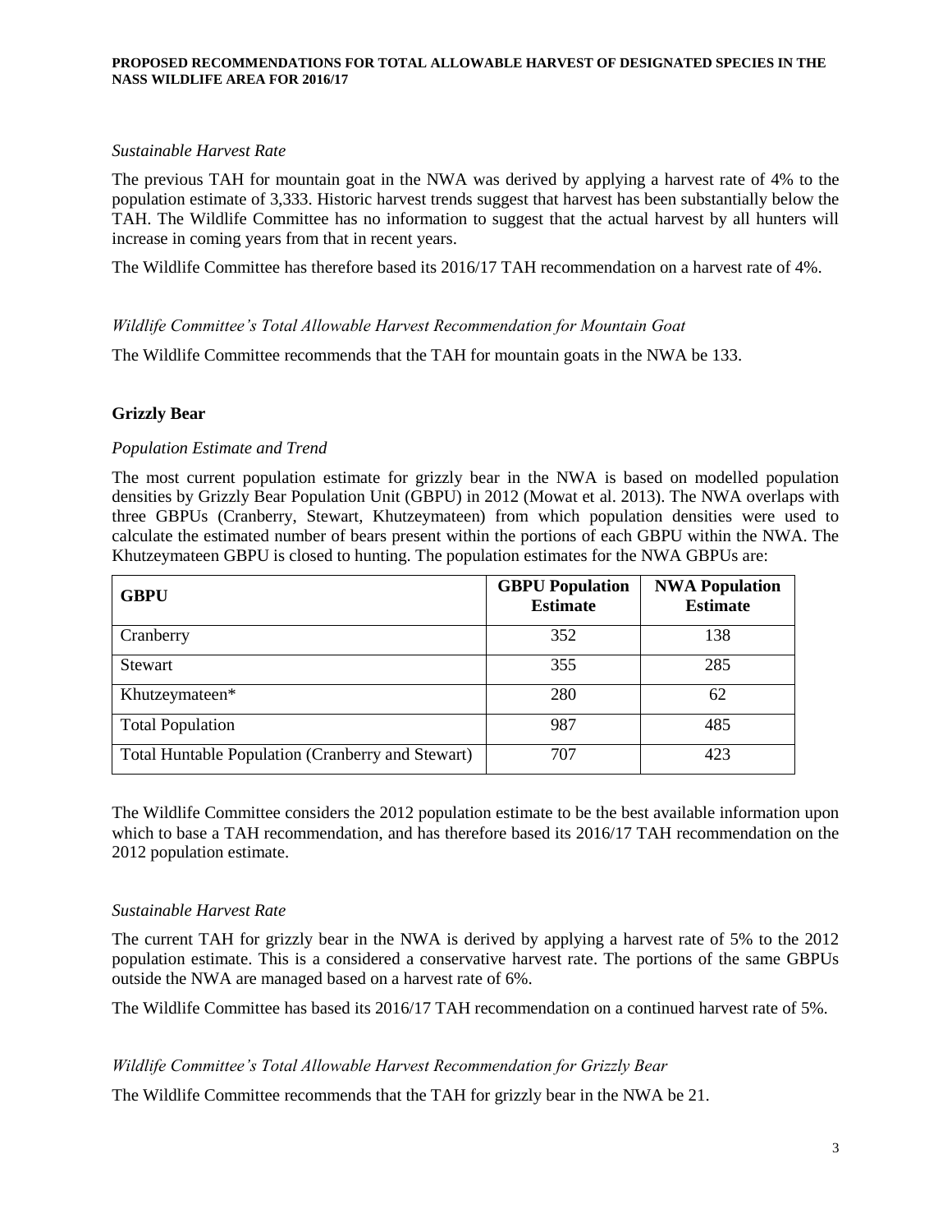*Sustainable Harvest Rate*

The previous TAH for mountain goat in the NWA was derived by applying a harvest rate of 4% to the population estimate of 3,333. Historic harvest trends suggest that harvest has been substantially below the TAH. The Wildlife Committee has no information to suggest that the actual harvest by all hunters will increase in coming years from that in recent years.

The Wildlife Committee has therefore based its 2016/17 TAH recommendation on a harvest rate of 4%.

*Wildlife Committee's Total Allowable Harvest Recommendation for Mountain Goat*

The Wildlife Committee recommends that the TAH for mountain goats in the NWA be 133.

## Grizzly Bear

*Population Estimate and Trend*

The most current population estimate for grizzly bear in the NWA is based on modelled population densities by Grizzly Bear Population Unit (GBPU) in 2012 (Mowat et al. 2013). The NWA overlaps with three GBPUs (Cranberry, Stewart, Khutzeymateen) from which population densities were used to calculate the estimated number of bears present within the portions of each GBPU within the NWA. The Khutzeymateen GBPU is closed to hunting. The population estimates for the NWA GBPUs are:

| GBPU | GBPU Population Estimate | NWA Population Estimate |
|---|---|---|
| Cranberry | 352 | 138 |
| Stewart | 355 | 285 |
| Khutzeymateen* | 280 | 62 |
| Total Population | 987 | 485 |
| Total Huntable Population (Cranberry and Stewart) | 707 | 423 |

The Wildlife Committee considers the 2012 population estimate to be the best available information upon which to base a TAH recommendation, and has therefore based its 2016/17 TAH recommendation on the 2012 population estimate.

*Sustainable Harvest Rate*

The current TAH for grizzly bear in the NWA is derived by applying a harvest rate of 5% to the 2012 population estimate. This is a considered a conservative harvest rate. The portions of the same GBPUs outside the NWA are managed based on a harvest rate of 6%.

The Wildlife Committee has based its 2016/17 TAH recommendation on a continued harvest rate of 5%.

*Wildlife Committee's Total Allowable Harvest Recommendation for Grizzly Bear*

The Wildlife Committee recommends that the TAH for grizzly bear in the NWA be 21.